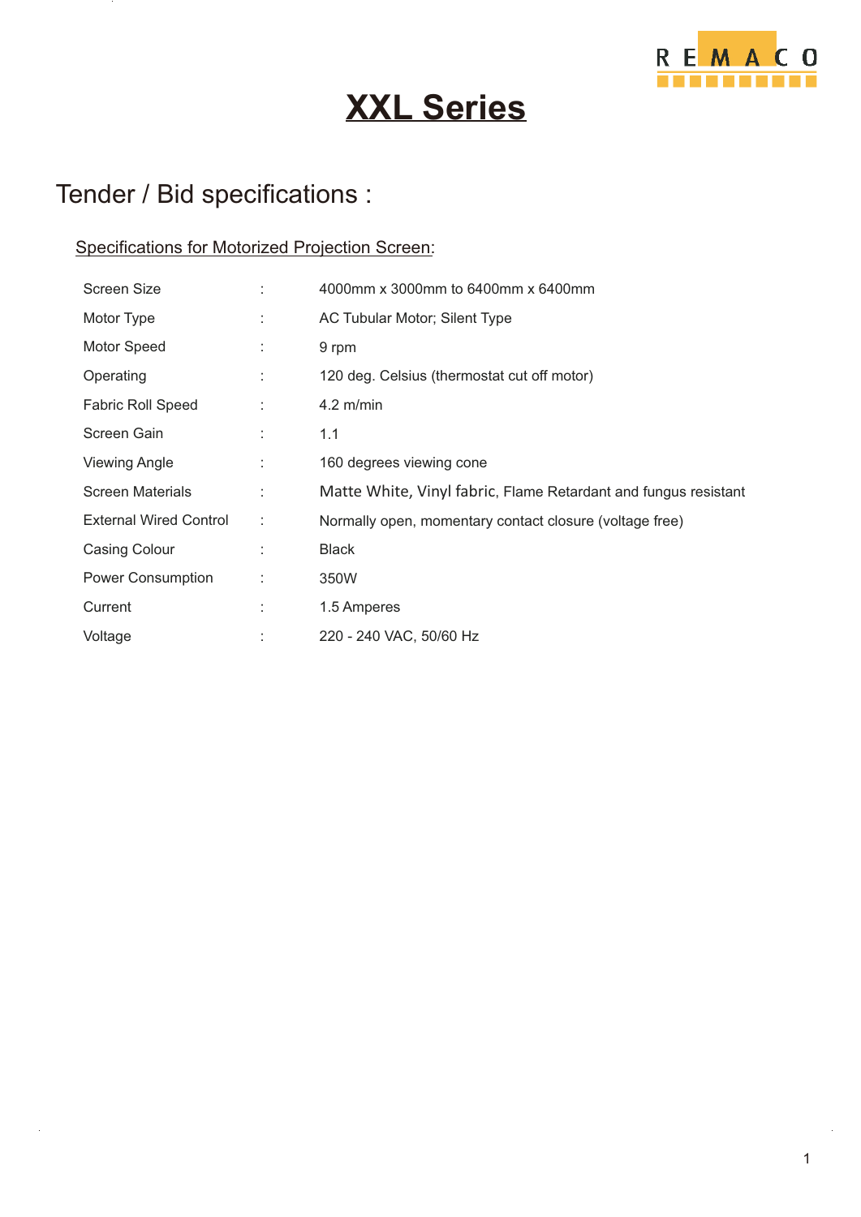# XXL Series

## Tender / Bid specifications :

### Specifications for Motorized Projection Screen:

| | | |
|---|---|---|
| Screen Size | : | 4000mm x 3000mm to 6400mm x 6400mm |
| Motor Type | : | AC Tubular Motor; Silent Type |
| Motor Speed | : | 9 rpm |
| Operating | : | 120 deg. Celsius (thermostat cut off motor) |
| Fabric Roll Speed | : | 4.2 m/min |
| Screen Gain | : | 1.1 |
| Viewing Angle | : | 160 degrees viewing cone |
| Screen Materials | : | Matte White, Vinyl fabric, Flame Retardant and fungus resistant |
| External Wired Control | : | Normally open, momentary contact closure (voltage free) |
| Casing Colour | : | Black |
| Power Consumption | : | 350W |
| Current | : | 1.5 Amperes |
| Voltage | : | 220 - 240 VAC, 50/60 Hz |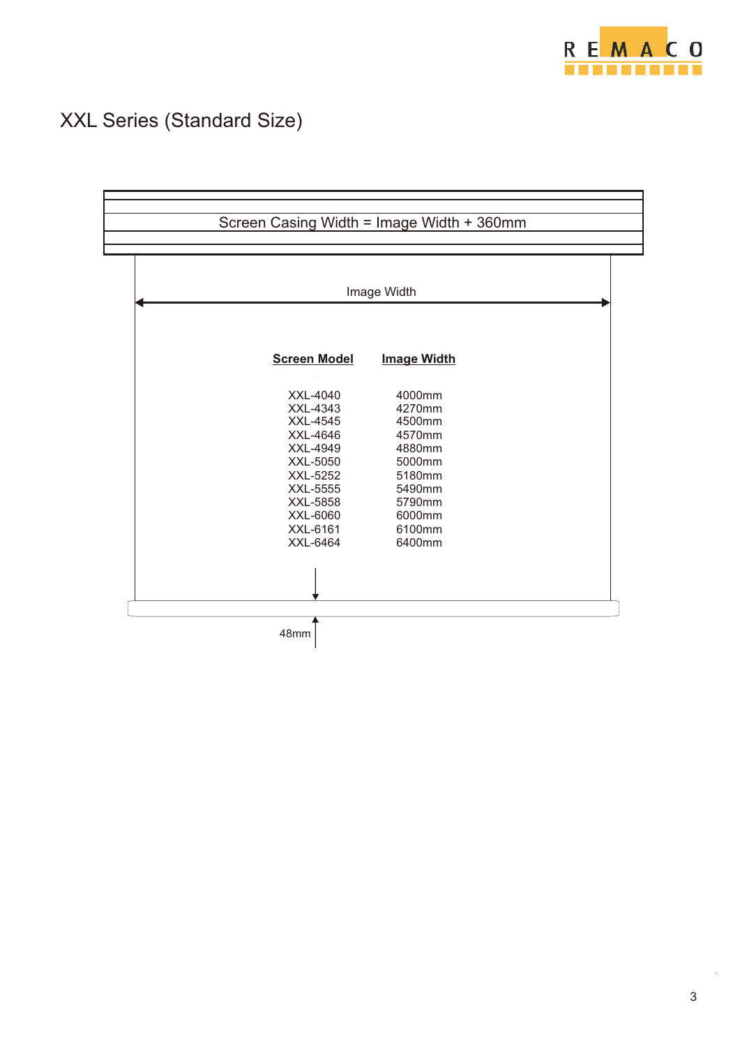# XXL Series (Standard Size)

Screen Casing Width = Image Width + 360mm

Image Width

| Screen Model | Image Width |
|---|---|
| XXL-4040 | 4000mm |
| XXL-4343 | 4270mm |
| XXL-4545 | 4500mm |
| XXL-4646 | 4570mm |
| XXL-4949 | 4880mm |
| XXL-5050 | 5000mm |
| XXL-5252 | 5180mm |
| XXL-5555 | 5490mm |
| XXL-5858 | 5790mm |
| XXL-6060 | 6000mm |
| XXL-6161 | 6100mm |
| XXL-6464 | 6400mm |

48mm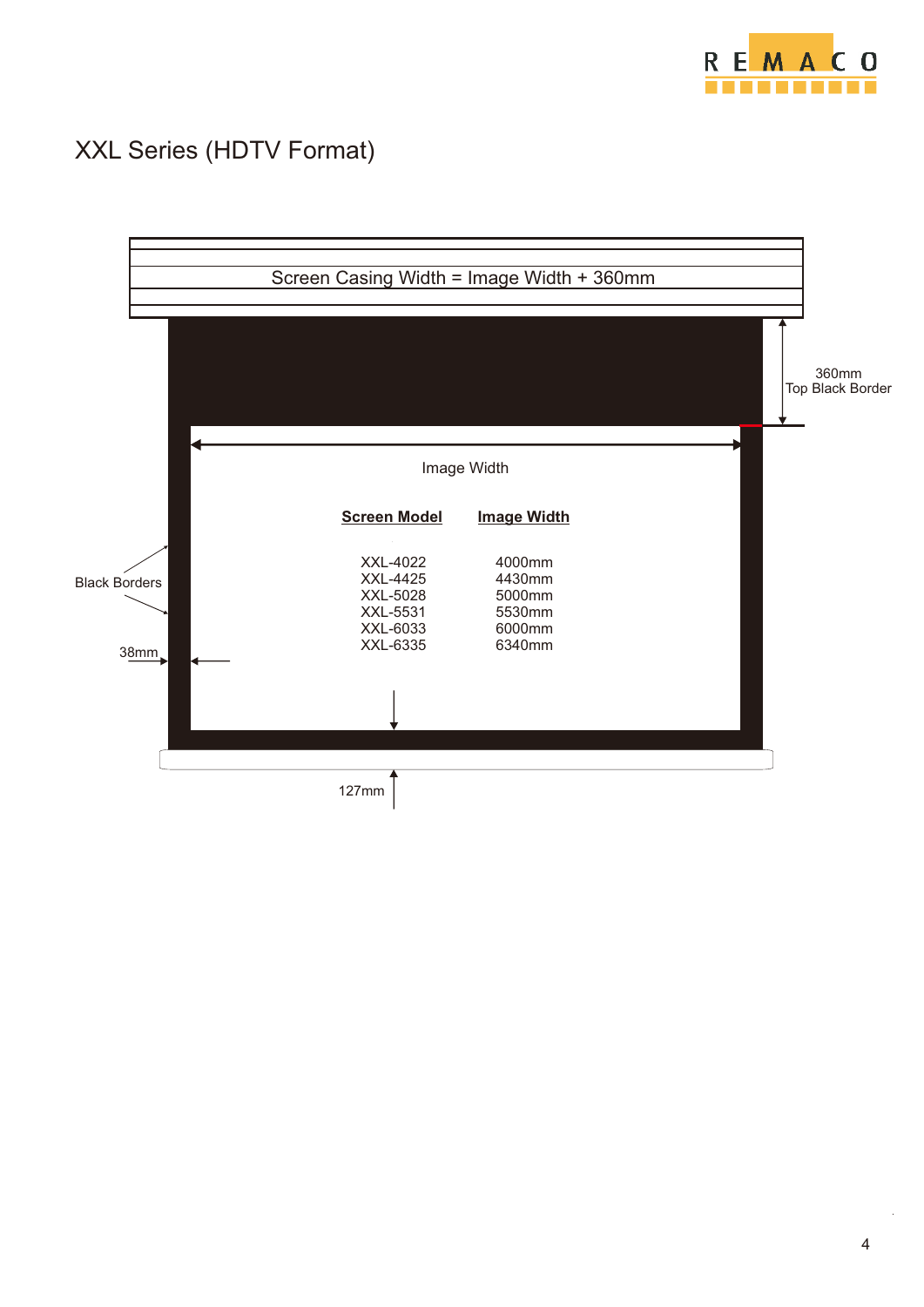# XXL Series (HDTV Format)

Screen Casing Width = Image Width + 360mm

360mm Top Black Border

Image Width

| Screen Model | Image Width |
| --- | --- |
| XXL-4022 | 4000mm |
| XXL-4425 | 4430mm |
| XXL-5028 | 5000mm |
| XXL-5531 | 5530mm |
| XXL-6033 | 6000mm |
| XXL-6335 | 6340mm |

Black Borders

38mm

127mm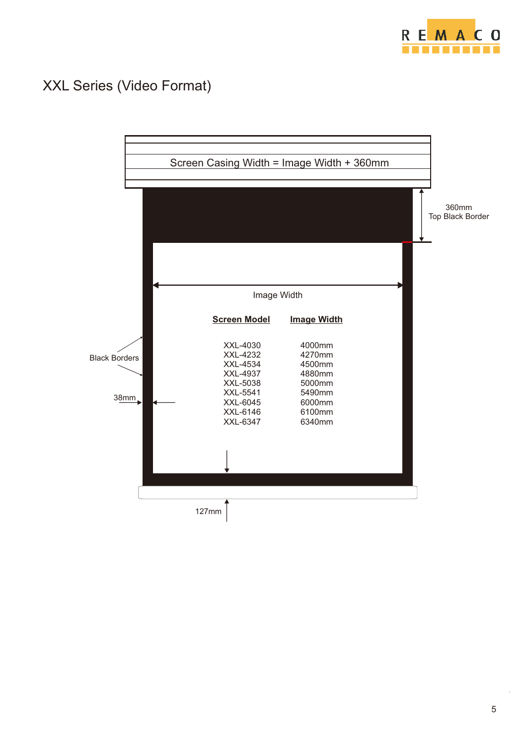# XXL Series (Video Format)

Screen Casing Width = Image Width + 360mm

360mm
Top Black Border

Image Width

| Screen Model | Image Width |
|---|---|
| XXL-4030 | 4000mm |
| XXL-4232 | 4270mm |
| XXL-4534 | 4500mm |
| XXL-4937 | 4880mm |
| XXL-5038 | 5000mm |
| XXL-5541 | 5490mm |
| XXL-6045 | 6000mm |
| XXL-6146 | 6100mm |
| XXL-6347 | 6340mm |

Black Borders

38mm

127mm